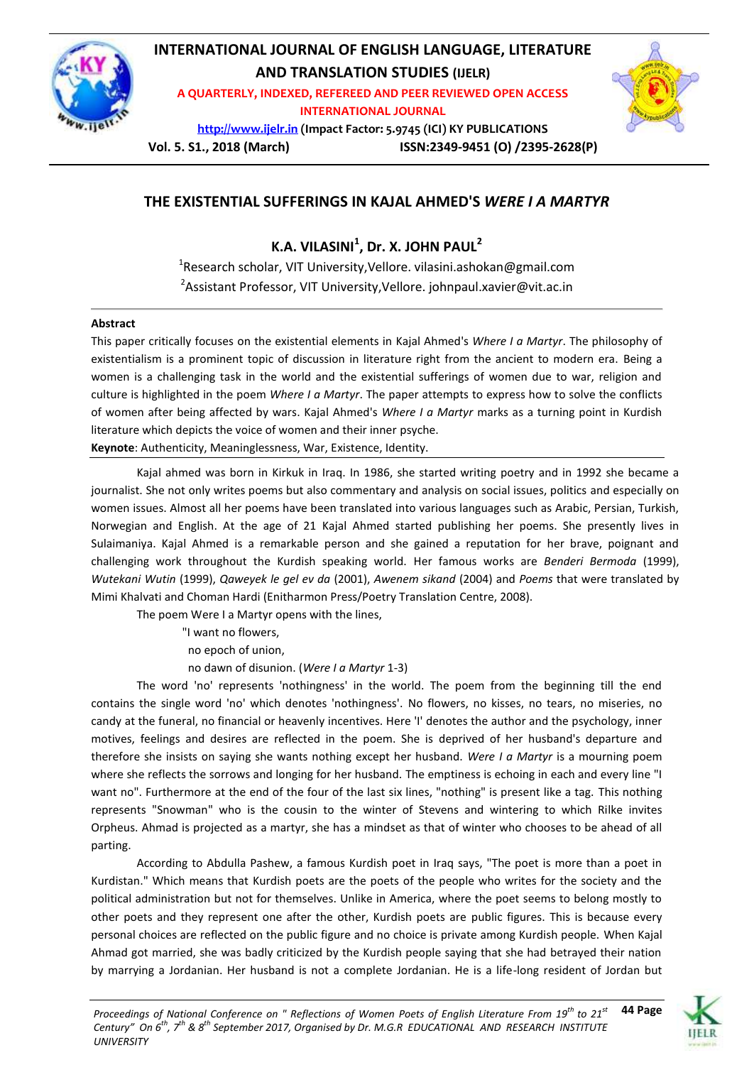# THE EXISTENTIAL SUFFERINGS IN KAJAL AHMED'S *WERE I A MARTYR*

**K.A. VILASINI[1], Dr. X. JOHN PAUL[2]**

[1]Research scholar, VIT University,Vellore. vilasini.ashokan@gmail.com

[2]Assistant Professor, VIT University,Vellore. johnpaul.xavier@vit.ac.in

**Abstract**

This paper critically focuses on the existential elements in Kajal Ahmed's *Where I a Martyr*. The philosophy of existentialism is a prominent topic of discussion in literature right from the ancient to modern era. Being a women is a challenging task in the world and the existential sufferings of women due to war, religion and culture is highlighted in the poem *Where I a Martyr*. The paper attempts to express how to solve the conflicts of women after being affected by wars. Kajal Ahmed's *Where I a Martyr* marks as a turning point in Kurdish literature which depicts the voice of women and their inner psyche.

**Keynote**: Authenticity, Meaninglessness, War, Existence, Identity.

Kajal ahmed was born in Kirkuk in Iraq. In 1986, she started writing poetry and in 1992 she became a journalist. She not only writes poems but also commentary and analysis on social issues, politics and especially on women issues. Almost all her poems have been translated into various languages such as Arabic, Persian, Turkish, Norwegian and English. At the age of 21 Kajal Ahmed started publishing her poems. She presently lives in Sulaimaniya. Kajal Ahmed is a remarkable person and she gained a reputation for her brave, poignant and challenging work throughout the Kurdish speaking world. Her famous works are *Benderi Bermoda* (1999), *Wutekani Wutin* (1999), *Qaweyek le gel ev da* (2001), *Awenem sikand* (2004) and *Poems* that were translated by Mimi Khalvati and Choman Hardi (Enitharmon Press/Poetry Translation Centre, 2008).

The poem Were I a Martyr opens with the lines,

"I want no flowers,
no epoch of union,
no dawn of disunion. (*Were I a Martyr* 1-3)

The word 'no' represents 'nothingness' in the world. The poem from the beginning till the end contains the single word 'no' which denotes 'nothingness'. No flowers, no kisses, no tears, no miseries, no candy at the funeral, no financial or heavenly incentives. Here 'I' denotes the author and the psychology, inner motives, feelings and desires are reflected in the poem. She is deprived of her husband's departure and therefore she insists on saying she wants nothing except her husband. *Were I a Martyr* is a mourning poem where she reflects the sorrows and longing for her husband. The emptiness is echoing in each and every line "I want no". Furthermore at the end of the four of the last six lines, "nothing" is present like a tag. This nothing represents "Snowman" who is the cousin to the winter of Stevens and wintering to which Rilke invites Orpheus. Ahmad is projected as a martyr, she has a mindset as that of winter who chooses to be ahead of all parting.

According to Abdulla Pashew, a famous Kurdish poet in Iraq says, "The poet is more than a poet in Kurdistan." Which means that Kurdish poets are the poets of the people who writes for the society and the political administration but not for themselves. Unlike in America, where the poet seems to belong mostly to other poets and they represent one after the other, Kurdish poets are public figures. This is because every personal choices are reflected on the public figure and no choice is private among Kurdish people. When Kajal Ahmad got married, she was badly criticized by the Kurdish people saying that she had betrayed their nation by marrying a Jordanian. Her husband is not a complete Jordanian. He is a life-long resident of Jordan but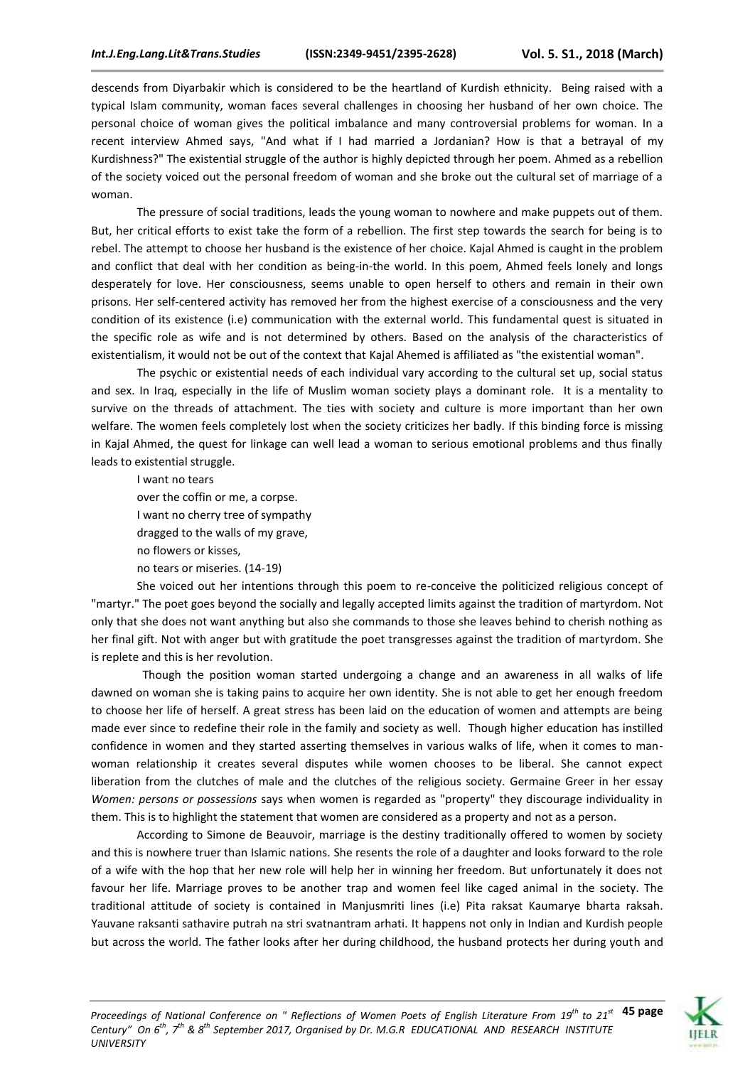descends from Diyarbakir which is considered to be the heartland of Kurdish ethnicity. Being raised with a typical Islam community, woman faces several challenges in choosing her husband of her own choice. The personal choice of woman gives the political imbalance and many controversial problems for woman. In a recent interview Ahmed says, "And what if I had married a Jordanian? How is that a betrayal of my Kurdishness?" The existential struggle of the author is highly depicted through her poem. Ahmed as a rebellion of the society voiced out the personal freedom of woman and she broke out the cultural set of marriage of a woman.

The pressure of social traditions, leads the young woman to nowhere and make puppets out of them. But, her critical efforts to exist take the form of a rebellion. The first step towards the search for being is to rebel. The attempt to choose her husband is the existence of her choice. Kajal Ahmed is caught in the problem and conflict that deal with her condition as being-in-the world. In this poem, Ahmed feels lonely and longs desperately for love. Her consciousness, seems unable to open herself to others and remain in their own prisons. Her self-centered activity has removed her from the highest exercise of a consciousness and the very condition of its existence (i.e) communication with the external world. This fundamental quest is situated in the specific role as wife and is not determined by others. Based on the analysis of the characteristics of existentialism, it would not be out of the context that Kajal Ahemed is affiliated as "the existential woman".

The psychic or existential needs of each individual vary according to the cultural set up, social status and sex. In Iraq, especially in the life of Muslim woman society plays a dominant role. It is a mentality to survive on the threads of attachment. The ties with society and culture is more important than her own welfare. The women feels completely lost when the society criticizes her badly. If this binding force is missing in Kajal Ahmed, the quest for linkage can well lead a woman to serious emotional problems and thus finally leads to existential struggle.

I want no tears  
over the coffin or me, a corpse.  
I want no cherry tree of sympathy  
dragged to the walls of my grave,  
no flowers or kisses,  
no tears or miseries. (14-19)

She voiced out her intentions through this poem to re-conceive the politicized religious concept of "martyr." The poet goes beyond the socially and legally accepted limits against the tradition of martyrdom. Not only that she does not want anything but also she commands to those she leaves behind to cherish nothing as her final gift. Not with anger but with gratitude the poet transgresses against the tradition of martyrdom. She is replete and this is her revolution.

Though the position woman started undergoing a change and an awareness in all walks of life dawned on woman she is taking pains to acquire her own identity. She is not able to get her enough freedom to choose her life of herself. A great stress has been laid on the education of women and attempts are being made ever since to redefine their role in the family and society as well. Though higher education has instilled confidence in women and they started asserting themselves in various walks of life, when it comes to man-woman relationship it creates several disputes while women chooses to be liberal. She cannot expect liberation from the clutches of male and the clutches of the religious society. Germaine Greer in her essay *Women: persons or possessions* says when women is regarded as "property" they discourage individuality in them. This is to highlight the statement that women are considered as a property and not as a person.

According to Simone de Beauvoir, marriage is the destiny traditionally offered to women by society and this is nowhere truer than Islamic nations. She resents the role of a daughter and looks forward to the role of a wife with the hop that her new role will help her in winning her freedom. But unfortunately it does not favour her life. Marriage proves to be another trap and women feel like caged animal in the society. The traditional attitude of society is contained in Manjusmriti lines (i.e) Pita raksat Kaumarye bharta raksah. Yauvane raksanti sathavire putrah na stri svatnantram arhati. It happens not only in Indian and Kurdish people but across the world. The father looks after her during childhood, the husband protects her during youth and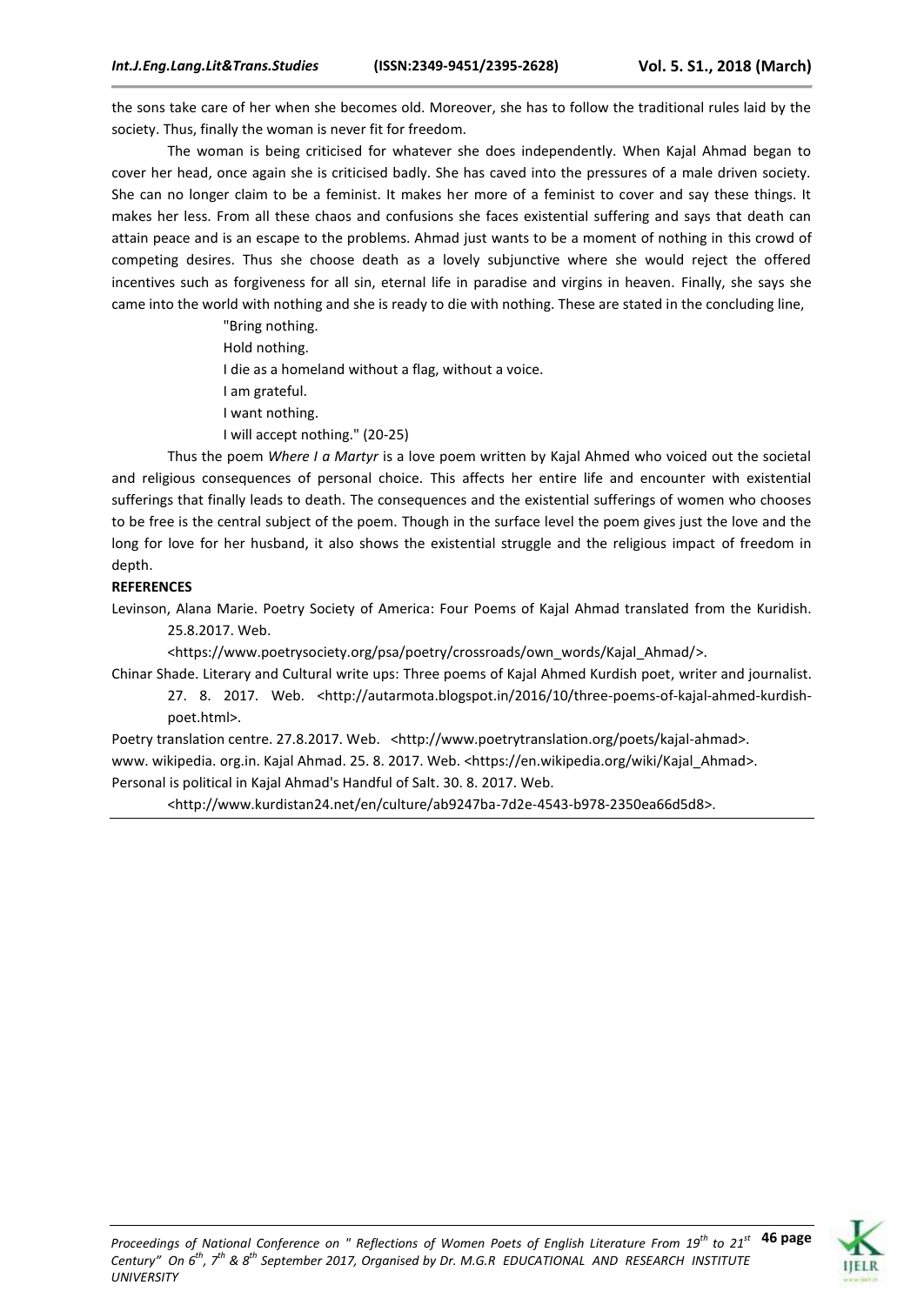the sons take care of her when she becomes old. Moreover, she has to follow the traditional rules laid by the society. Thus, finally the woman is never fit for freedom.

The woman is being criticised for whatever she does independently. When Kajal Ahmad began to cover her head, once again she is criticised badly. She has caved into the pressures of a male driven society. She can no longer claim to be a feminist. It makes her more of a feminist to cover and say these things. It makes her less. From all these chaos and confusions she faces existential suffering and says that death can attain peace and is an escape to the problems. Ahmad just wants to be a moment of nothing in this crowd of competing desires. Thus she choose death as a lovely subjunctive where she would reject the offered incentives such as forgiveness for all sin, eternal life in paradise and virgins in heaven. Finally, she says she came into the world with nothing and she is ready to die with nothing. These are stated in the concluding line,

> "Bring nothing.
> Hold nothing.
> I die as a homeland without a flag, without a voice.
> I am grateful.
> I want nothing.
> I will accept nothing." (20-25)

Thus the poem *Where I a Martyr* is a love poem written by Kajal Ahmed who voiced out the societal and religious consequences of personal choice. This affects her entire life and encounter with existential sufferings that finally leads to death. The consequences and the existential sufferings of women who chooses to be free is the central subject of the poem. Though in the surface level the poem gives just the love and the long for love for her husband, it also shows the existential struggle and the religious impact of freedom in depth.

**REFERENCES**

Levinson, Alana Marie. Poetry Society of America: Four Poems of Kajal Ahmad translated from the Kuridish. 25.8.2017. Web. <https://www.poetrysociety.org/psa/poetry/crossroads/own_words/Kajal_Ahmad/>.

Chinar Shade. Literary and Cultural write ups: Three poems of Kajal Ahmed Kurdish poet, writer and journalist. 27. 8. 2017. Web. <http://autarmota.blogspot.in/2016/10/three-poems-of-kajal-ahmed-kurdish-poet.html>.

Poetry translation centre. 27.8.2017. Web. <http://www.poetrytranslation.org/poets/kajal-ahmad>.

www. wikipedia. org.in. Kajal Ahmad. 25. 8. 2017. Web. <https://en.wikipedia.org/wiki/Kajal_Ahmad>.

Personal is political in Kajal Ahmad's Handful of Salt. 30. 8. 2017. Web. <http://www.kurdistan24.net/en/culture/ab9247ba-7d2e-4543-b978-2350ea66d5d8>.